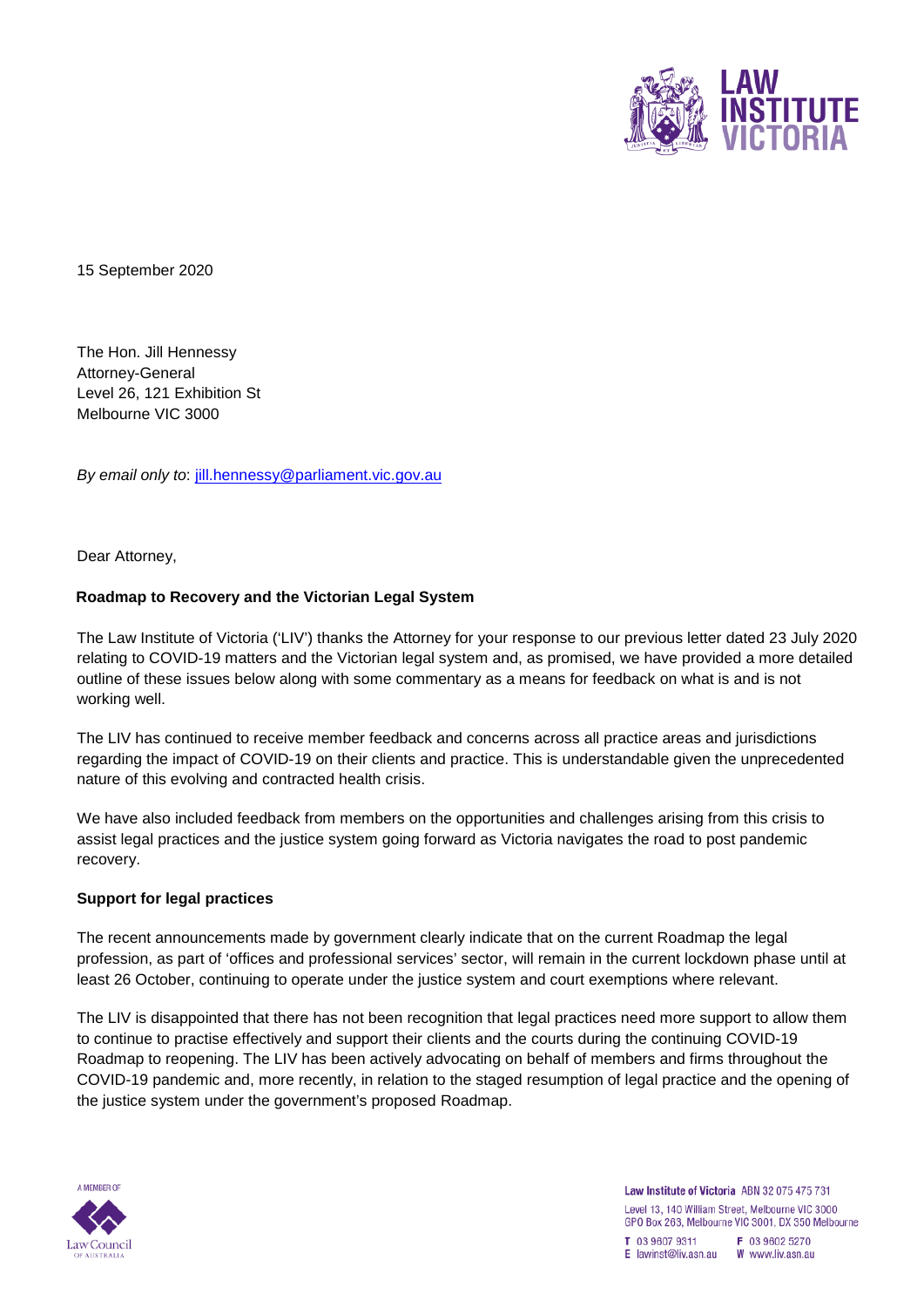15 September 2020

The Hon. Jill Hennessy
Attorney-General
Level 26, 121 Exhibition St
Melbourne VIC 3000

*By email only to*: jill.hennessy@parliament.vic.gov.au

Dear Attorney,

**Roadmap to Recovery and the Victorian Legal System**

The Law Institute of Victoria ('LIV') thanks the Attorney for your response to our previous letter dated 23 July 2020 relating to COVID-19 matters and the Victorian legal system and, as promised, we have provided a more detailed outline of these issues below along with some commentary as a means for feedback on what is and is not working well.

The LIV has continued to receive member feedback and concerns across all practice areas and jurisdictions regarding the impact of COVID-19 on their clients and practice. This is understandable given the unprecedented nature of this evolving and contracted health crisis.

We have also included feedback from members on the opportunities and challenges arising from this crisis to assist legal practices and the justice system going forward as Victoria navigates the road to post pandemic recovery.

**Support for legal practices**

The recent announcements made by government clearly indicate that on the current Roadmap the legal profession, as part of 'offices and professional services' sector, will remain in the current lockdown phase until at least 26 October, continuing to operate under the justice system and court exemptions where relevant.

The LIV is disappointed that there has not been recognition that legal practices need more support to allow them to continue to practise effectively and support their clients and the courts during the continuing COVID-19 Roadmap to reopening. The LIV has been actively advocating on behalf of members and firms throughout the COVID-19 pandemic and, more recently, in relation to the staged resumption of legal practice and the opening of the justice system under the government's proposed Roadmap.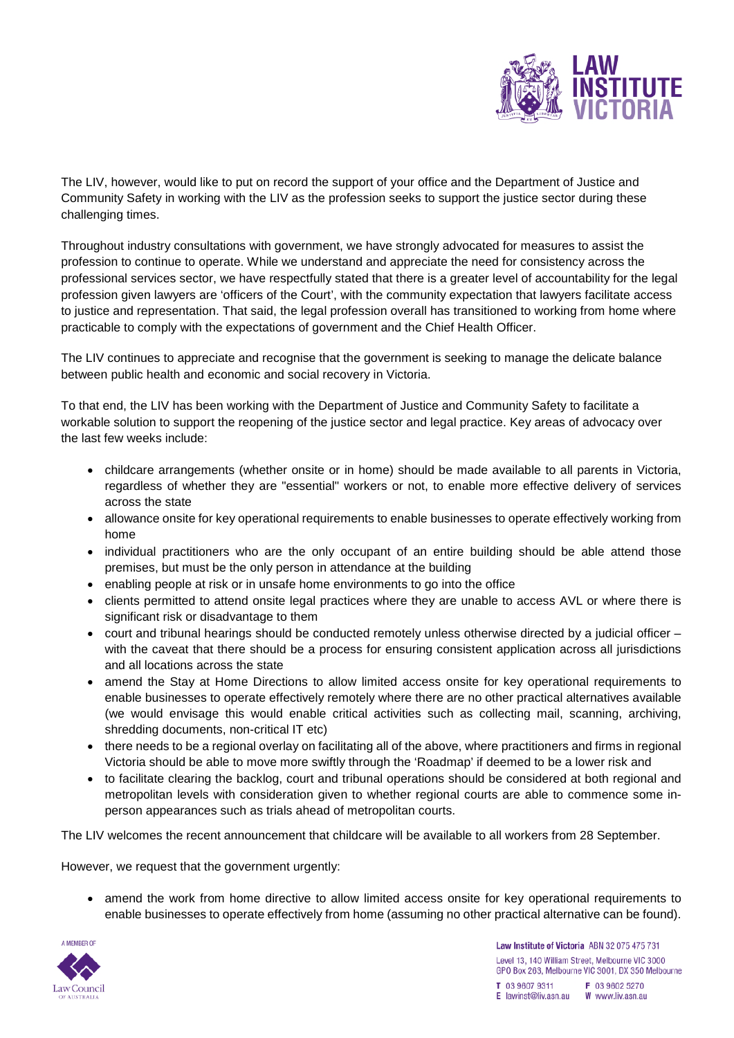The LIV, however, would like to put on record the support of your office and the Department of Justice and Community Safety in working with the LIV as the profession seeks to support the justice sector during these challenging times.

Throughout industry consultations with government, we have strongly advocated for measures to assist the profession to continue to operate. While we understand and appreciate the need for consistency across the professional services sector, we have respectfully stated that there is a greater level of accountability for the legal profession given lawyers are 'officers of the Court', with the community expectation that lawyers facilitate access to justice and representation. That said, the legal profession overall has transitioned to working from home where practicable to comply with the expectations of government and the Chief Health Officer.

The LIV continues to appreciate and recognise that the government is seeking to manage the delicate balance between public health and economic and social recovery in Victoria.

To that end, the LIV has been working with the Department of Justice and Community Safety to facilitate a workable solution to support the reopening of the justice sector and legal practice. Key areas of advocacy over the last few weeks include:

- childcare arrangements (whether onsite or in home) should be made available to all parents in Victoria, regardless of whether they are "essential" workers or not, to enable more effective delivery of services across the state
- allowance onsite for key operational requirements to enable businesses to operate effectively working from home
- individual practitioners who are the only occupant of an entire building should be able attend those premises, but must be the only person in attendance at the building
- enabling people at risk or in unsafe home environments to go into the office
- clients permitted to attend onsite legal practices where they are unable to access AVL or where there is significant risk or disadvantage to them
- court and tribunal hearings should be conducted remotely unless otherwise directed by a judicial officer – with the caveat that there should be a process for ensuring consistent application across all jurisdictions and all locations across the state
- amend the Stay at Home Directions to allow limited access onsite for key operational requirements to enable businesses to operate effectively remotely where there are no other practical alternatives available (we would envisage this would enable critical activities such as collecting mail, scanning, archiving, shredding documents, non-critical IT etc)
- there needs to be a regional overlay on facilitating all of the above, where practitioners and firms in regional Victoria should be able to move more swiftly through the 'Roadmap' if deemed to be a lower risk and
- to facilitate clearing the backlog, court and tribunal operations should be considered at both regional and metropolitan levels with consideration given to whether regional courts are able to commence some in-person appearances such as trials ahead of metropolitan courts.

The LIV welcomes the recent announcement that childcare will be available to all workers from 28 September.

However, we request that the government urgently:

- amend the work from home directive to allow limited access onsite for key operational requirements to enable businesses to operate effectively from home (assuming no other practical alternative can be found).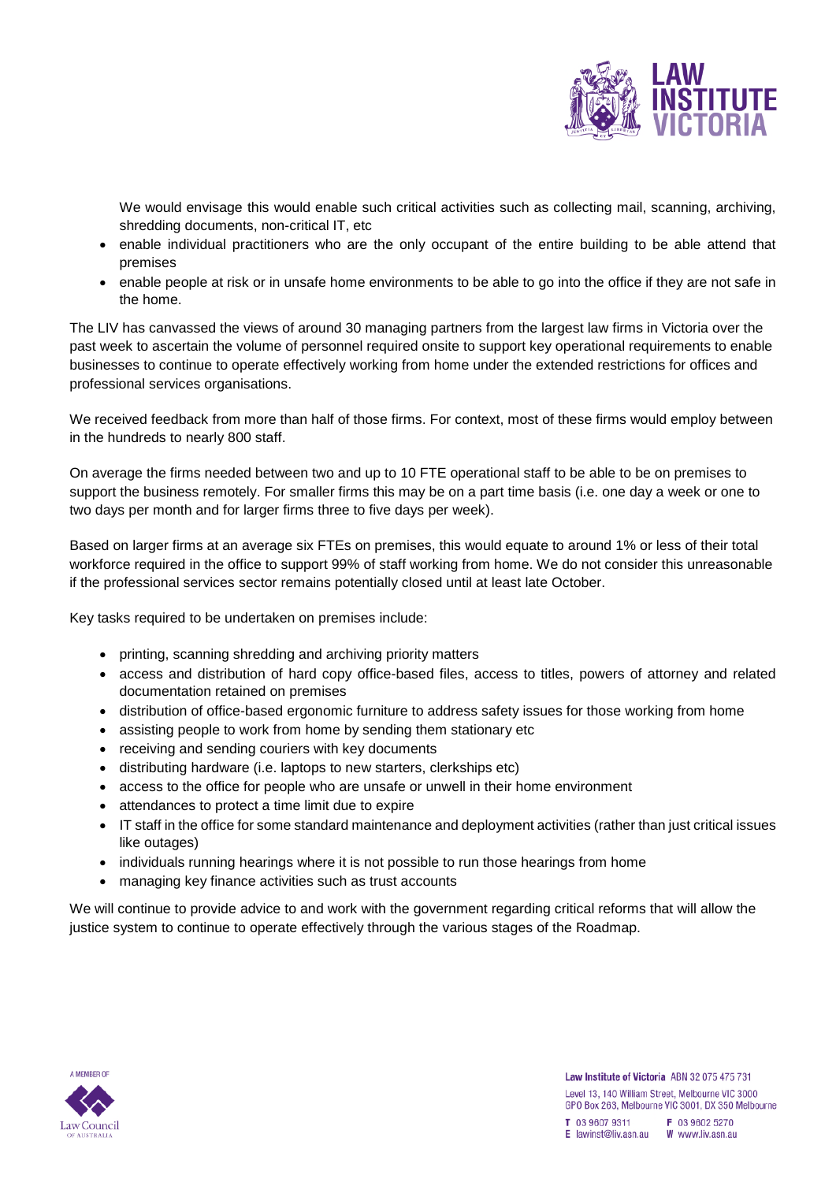We would envisage this would enable such critical activities such as collecting mail, scanning, archiving, shredding documents, non-critical IT, etc

- enable individual practitioners who are the only occupant of the entire building to be able attend that premises
- enable people at risk or in unsafe home environments to be able to go into the office if they are not safe in the home.

The LIV has canvassed the views of around 30 managing partners from the largest law firms in Victoria over the past week to ascertain the volume of personnel required onsite to support key operational requirements to enable businesses to continue to operate effectively working from home under the extended restrictions for offices and professional services organisations.

We received feedback from more than half of those firms. For context, most of these firms would employ between in the hundreds to nearly 800 staff.

On average the firms needed between two and up to 10 FTE operational staff to be able to be on premises to support the business remotely. For smaller firms this may be on a part time basis (i.e. one day a week or one to two days per month and for larger firms three to five days per week).

Based on larger firms at an average six FTEs on premises, this would equate to around 1% or less of their total workforce required in the office to support 99% of staff working from home. We do not consider this unreasonable if the professional services sector remains potentially closed until at least late October.

Key tasks required to be undertaken on premises include:

- printing, scanning shredding and archiving priority matters
- access and distribution of hard copy office-based files, access to titles, powers of attorney and related documentation retained on premises
- distribution of office-based ergonomic furniture to address safety issues for those working from home
- assisting people to work from home by sending them stationary etc
- receiving and sending couriers with key documents
- distributing hardware (i.e. laptops to new starters, clerkships etc)
- access to the office for people who are unsafe or unwell in their home environment
- attendances to protect a time limit due to expire
- IT staff in the office for some standard maintenance and deployment activities (rather than just critical issues like outages)
- individuals running hearings where it is not possible to run those hearings from home
- managing key finance activities such as trust accounts

We will continue to provide advice to and work with the government regarding critical reforms that will allow the justice system to continue to operate effectively through the various stages of the Roadmap.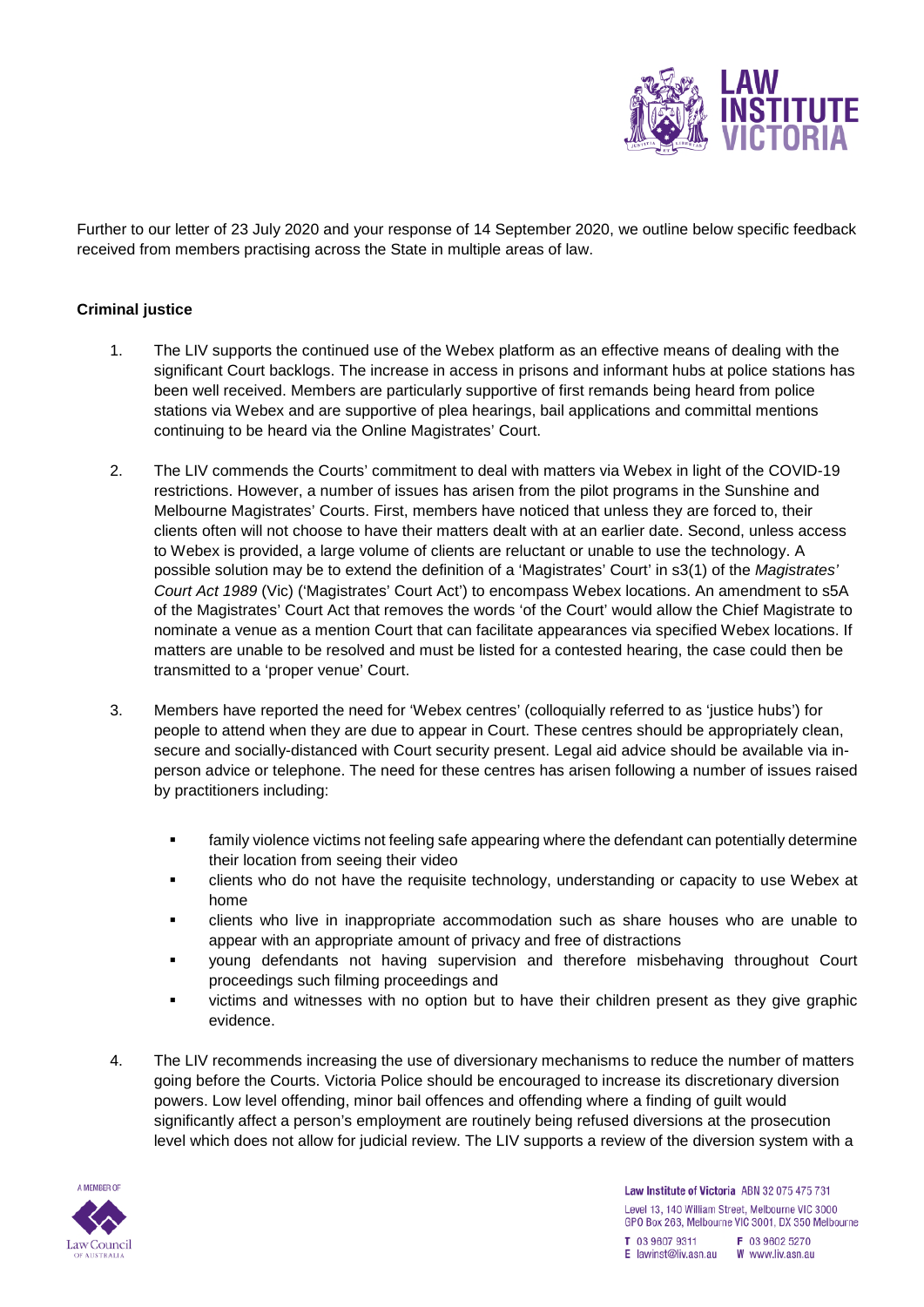Further to our letter of 23 July 2020 and your response of 14 September 2020, we outline below specific feedback received from members practising across the State in multiple areas of law.

**Criminal justice**

1. The LIV supports the continued use of the Webex platform as an effective means of dealing with the significant Court backlogs. The increase in access in prisons and informant hubs at police stations has been well received. Members are particularly supportive of first remands being heard from police stations via Webex and are supportive of plea hearings, bail applications and committal mentions continuing to be heard via the Online Magistrates' Court.

2. The LIV commends the Courts' commitment to deal with matters via Webex in light of the COVID-19 restrictions. However, a number of issues has arisen from the pilot programs in the Sunshine and Melbourne Magistrates' Courts. First, members have noticed that unless they are forced to, their clients often will not choose to have their matters dealt with at an earlier date. Second, unless access to Webex is provided, a large volume of clients are reluctant or unable to use the technology. A possible solution may be to extend the definition of a 'Magistrates' Court' in s3(1) of the *Magistrates' Court Act 1989* (Vic) ('Magistrates' Court Act') to encompass Webex locations. An amendment to s5A of the Magistrates' Court Act that removes the words 'of the Court' would allow the Chief Magistrate to nominate a venue as a mention Court that can facilitate appearances via specified Webex locations. If matters are unable to be resolved and must be listed for a contested hearing, the case could then be transmitted to a 'proper venue' Court.

3. Members have reported the need for 'Webex centres' (colloquially referred to as 'justice hubs') for people to attend when they are due to appear in Court. These centres should be appropriately clean, secure and socially-distanced with Court security present. Legal aid advice should be available via in-person advice or telephone. The need for these centres has arisen following a number of issues raised by practitioners including:

   - family violence victims not feeling safe appearing where the defendant can potentially determine their location from seeing their video
   - clients who do not have the requisite technology, understanding or capacity to use Webex at home
   - clients who live in inappropriate accommodation such as share houses who are unable to appear with an appropriate amount of privacy and free of distractions
   - young defendants not having supervision and therefore misbehaving throughout Court proceedings such filming proceedings and
   - victims and witnesses with no option but to have their children present as they give graphic evidence.

4. The LIV recommends increasing the use of diversionary mechanisms to reduce the number of matters going before the Courts. Victoria Police should be encouraged to increase its discretionary diversion powers. Low level offending, minor bail offences and offending where a finding of guilt would significantly affect a person's employment are routinely being refused diversions at the prosecution level which does not allow for judicial review. The LIV supports a review of the diversion system with a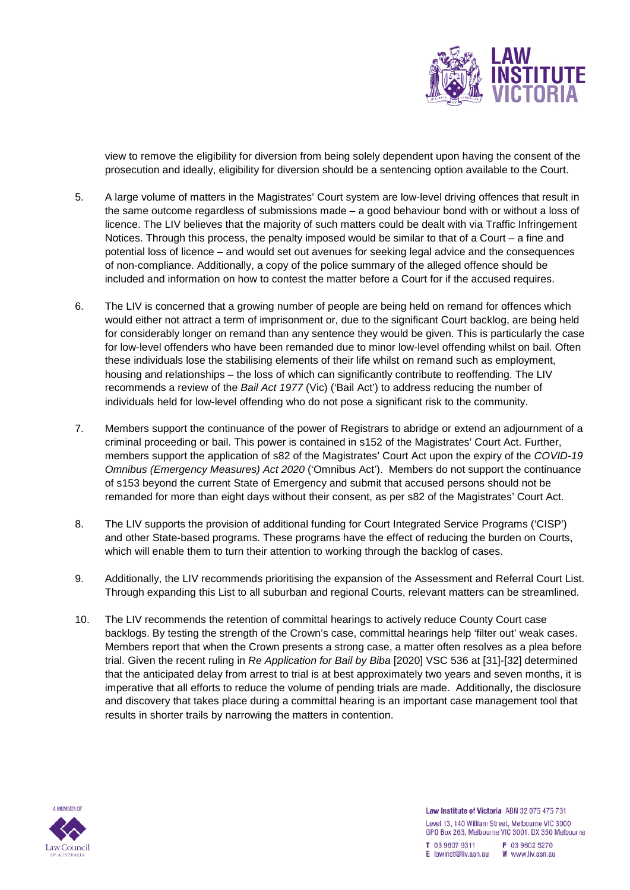view to remove the eligibility for diversion from being solely dependent upon having the consent of the prosecution and ideally, eligibility for diversion should be a sentencing option available to the Court.

5. A large volume of matters in the Magistrates' Court system are low-level driving offences that result in the same outcome regardless of submissions made – a good behaviour bond with or without a loss of licence. The LIV believes that the majority of such matters could be dealt with via Traffic Infringement Notices. Through this process, the penalty imposed would be similar to that of a Court – a fine and potential loss of licence – and would set out avenues for seeking legal advice and the consequences of non-compliance. Additionally, a copy of the police summary of the alleged offence should be included and information on how to contest the matter before a Court for if the accused requires.

6. The LIV is concerned that a growing number of people are being held on remand for offences which would either not attract a term of imprisonment or, due to the significant Court backlog, are being held for considerably longer on remand than any sentence they would be given. This is particularly the case for low-level offenders who have been remanded due to minor low-level offending whilst on bail. Often these individuals lose the stabilising elements of their life whilst on remand such as employment, housing and relationships – the loss of which can significantly contribute to reoffending. The LIV recommends a review of the *Bail Act 1977* (Vic) ('Bail Act') to address reducing the number of individuals held for low-level offending who do not pose a significant risk to the community.

7. Members support the continuance of the power of Registrars to abridge or extend an adjournment of a criminal proceeding or bail. This power is contained in s152 of the Magistrates' Court Act. Further, members support the application of s82 of the Magistrates' Court Act upon the expiry of the *COVID-19 Omnibus (Emergency Measures) Act 2020* ('Omnibus Act'). Members do not support the continuance of s153 beyond the current State of Emergency and submit that accused persons should not be remanded for more than eight days without their consent, as per s82 of the Magistrates' Court Act.

8. The LIV supports the provision of additional funding for Court Integrated Service Programs ('CISP') and other State-based programs. These programs have the effect of reducing the burden on Courts, which will enable them to turn their attention to working through the backlog of cases.

9. Additionally, the LIV recommends prioritising the expansion of the Assessment and Referral Court List. Through expanding this List to all suburban and regional Courts, relevant matters can be streamlined.

10. The LIV recommends the retention of committal hearings to actively reduce County Court case backlogs. By testing the strength of the Crown's case, committal hearings help 'filter out' weak cases. Members report that when the Crown presents a strong case, a matter often resolves as a plea before trial. Given the recent ruling in *Re Application for Bail by Biba* [2020] VSC 536 at [31]-[32] determined that the anticipated delay from arrest to trial is at best approximately two years and seven months, it is imperative that all efforts to reduce the volume of pending trials are made. Additionally, the disclosure and discovery that takes place during a committal hearing is an important case management tool that results in shorter trails by narrowing the matters in contention.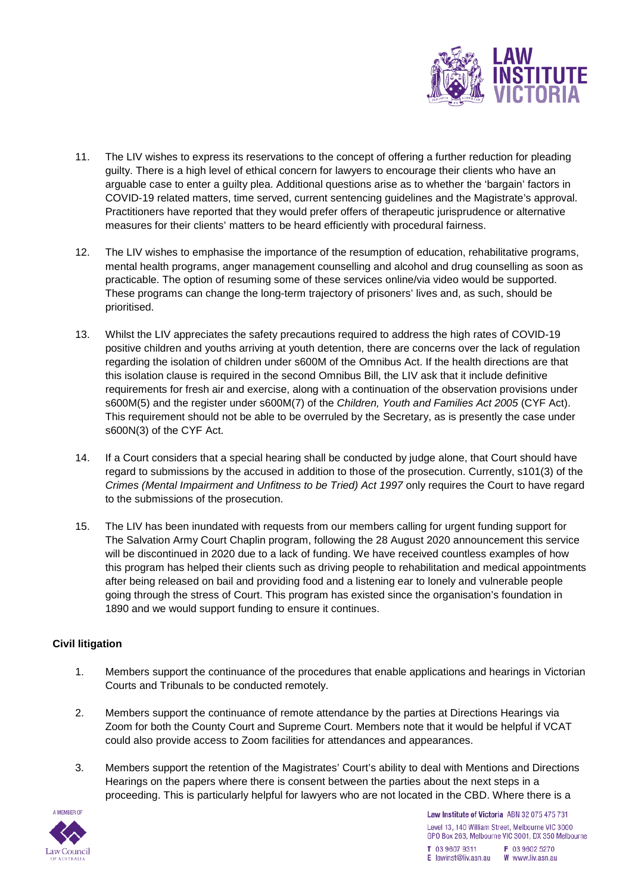11. The LIV wishes to express its reservations to the concept of offering a further reduction for pleading guilty. There is a high level of ethical concern for lawyers to encourage their clients who have an arguable case to enter a guilty plea. Additional questions arise as to whether the 'bargain' factors in COVID-19 related matters, time served, current sentencing guidelines and the Magistrate's approval. Practitioners have reported that they would prefer offers of therapeutic jurisprudence or alternative measures for their clients' matters to be heard efficiently with procedural fairness.

12. The LIV wishes to emphasise the importance of the resumption of education, rehabilitative programs, mental health programs, anger management counselling and alcohol and drug counselling as soon as practicable. The option of resuming some of these services online/via video would be supported. These programs can change the long-term trajectory of prisoners' lives and, as such, should be prioritised.

13. Whilst the LIV appreciates the safety precautions required to address the high rates of COVID-19 positive children and youths arriving at youth detention, there are concerns over the lack of regulation regarding the isolation of children under s600M of the Omnibus Act. If the health directions are that this isolation clause is required in the second Omnibus Bill, the LIV ask that it include definitive requirements for fresh air and exercise, along with a continuation of the observation provisions under s600M(5) and the register under s600M(7) of the *Children, Youth and Families Act 2005* (CYF Act). This requirement should not be able to be overruled by the Secretary, as is presently the case under s600N(3) of the CYF Act.

14. If a Court considers that a special hearing shall be conducted by judge alone, that Court should have regard to submissions by the accused in addition to those of the prosecution. Currently, s101(3) of the *Crimes (Mental Impairment and Unfitness to be Tried) Act 1997* only requires the Court to have regard to the submissions of the prosecution.

15. The LIV has been inundated with requests from our members calling for urgent funding support for The Salvation Army Court Chaplin program, following the 28 August 2020 announcement this service will be discontinued in 2020 due to a lack of funding. We have received countless examples of how this program has helped their clients such as driving people to rehabilitation and medical appointments after being released on bail and providing food and a listening ear to lonely and vulnerable people going through the stress of Court. This program has existed since the organisation's foundation in 1890 and we would support funding to ensure it continues.

**Civil litigation**

1. Members support the continuance of the procedures that enable applications and hearings in Victorian Courts and Tribunals to be conducted remotely.

2. Members support the continuance of remote attendance by the parties at Directions Hearings via Zoom for both the County Court and Supreme Court. Members note that it would be helpful if VCAT could also provide access to Zoom facilities for attendances and appearances.

3. Members support the retention of the Magistrates' Court's ability to deal with Mentions and Directions Hearings on the papers where there is consent between the parties about the next steps in a proceeding. This is particularly helpful for lawyers who are not located in the CBD. Where there is a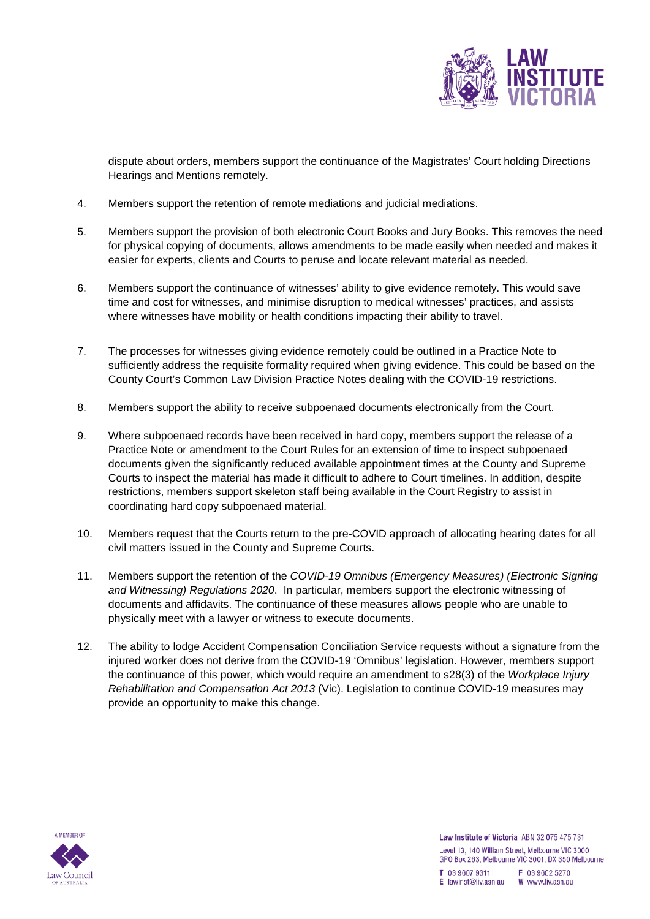dispute about orders, members support the continuance of the Magistrates' Court holding Directions Hearings and Mentions remotely.

4. Members support the retention of remote mediations and judicial mediations.

5. Members support the provision of both electronic Court Books and Jury Books. This removes the need for physical copying of documents, allows amendments to be made easily when needed and makes it easier for experts, clients and Courts to peruse and locate relevant material as needed.

6. Members support the continuance of witnesses' ability to give evidence remotely. This would save time and cost for witnesses, and minimise disruption to medical witnesses' practices, and assists where witnesses have mobility or health conditions impacting their ability to travel.

7. The processes for witnesses giving evidence remotely could be outlined in a Practice Note to sufficiently address the requisite formality required when giving evidence. This could be based on the County Court's Common Law Division Practice Notes dealing with the COVID-19 restrictions.

8. Members support the ability to receive subpoenaed documents electronically from the Court.

9. Where subpoenaed records have been received in hard copy, members support the release of a Practice Note or amendment to the Court Rules for an extension of time to inspect subpoenaed documents given the significantly reduced available appointment times at the County and Supreme Courts to inspect the material has made it difficult to adhere to Court timelines. In addition, despite restrictions, members support skeleton staff being available in the Court Registry to assist in coordinating hard copy subpoenaed material.

10. Members request that the Courts return to the pre-COVID approach of allocating hearing dates for all civil matters issued in the County and Supreme Courts.

11. Members support the retention of the *COVID-19 Omnibus (Emergency Measures) (Electronic Signing and Witnessing) Regulations 2020*. In particular, members support the electronic witnessing of documents and affidavits. The continuance of these measures allows people who are unable to physically meet with a lawyer or witness to execute documents.

12. The ability to lodge Accident Compensation Conciliation Service requests without a signature from the injured worker does not derive from the COVID-19 'Omnibus' legislation. However, members support the continuance of this power, which would require an amendment to s28(3) of the *Workplace Injury Rehabilitation and Compensation Act 2013* (Vic). Legislation to continue COVID-19 measures may provide an opportunity to make this change.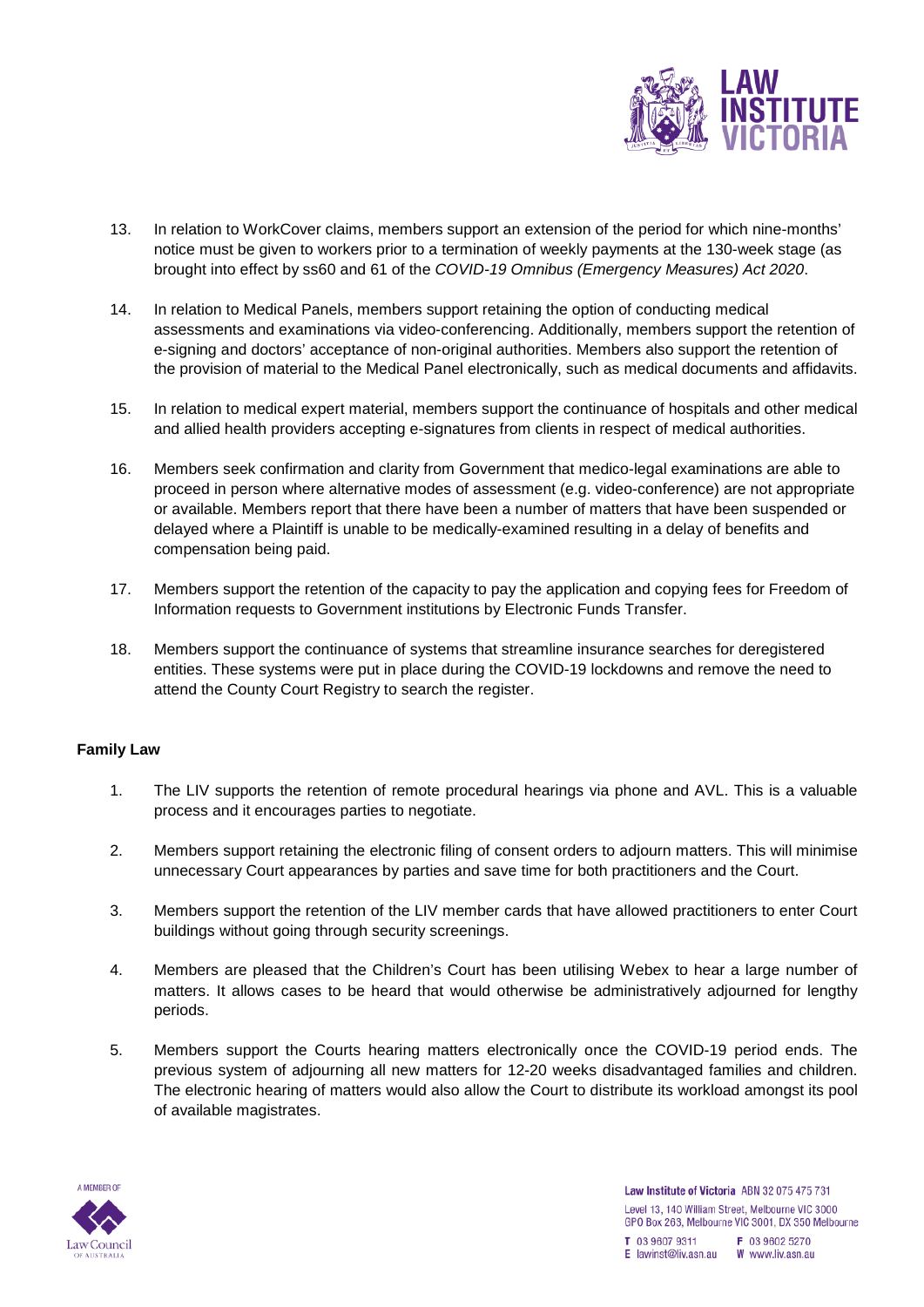13. In relation to WorkCover claims, members support an extension of the period for which nine-months' notice must be given to workers prior to a termination of weekly payments at the 130-week stage (as brought into effect by ss60 and 61 of the *COVID-19 Omnibus (Emergency Measures) Act 2020*.

14. In relation to Medical Panels, members support retaining the option of conducting medical assessments and examinations via video-conferencing. Additionally, members support the retention of e-signing and doctors' acceptance of non-original authorities. Members also support the retention of the provision of material to the Medical Panel electronically, such as medical documents and affidavits.

15. In relation to medical expert material, members support the continuance of hospitals and other medical and allied health providers accepting e-signatures from clients in respect of medical authorities.

16. Members seek confirmation and clarity from Government that medico-legal examinations are able to proceed in person where alternative modes of assessment (e.g. video-conference) are not appropriate or available. Members report that there have been a number of matters that have been suspended or delayed where a Plaintiff is unable to be medically-examined resulting in a delay of benefits and compensation being paid.

17. Members support the retention of the capacity to pay the application and copying fees for Freedom of Information requests to Government institutions by Electronic Funds Transfer.

18. Members support the continuance of systems that streamline insurance searches for deregistered entities. These systems were put in place during the COVID-19 lockdowns and remove the need to attend the County Court Registry to search the register.

**Family Law**

1. The LIV supports the retention of remote procedural hearings via phone and AVL. This is a valuable process and it encourages parties to negotiate.

2. Members support retaining the electronic filing of consent orders to adjourn matters. This will minimise unnecessary Court appearances by parties and save time for both practitioners and the Court.

3. Members support the retention of the LIV member cards that have allowed practitioners to enter Court buildings without going through security screenings.

4. Members are pleased that the Children's Court has been utilising Webex to hear a large number of matters. It allows cases to be heard that would otherwise be administratively adjourned for lengthy periods.

5. Members support the Courts hearing matters electronically once the COVID-19 period ends. The previous system of adjourning all new matters for 12-20 weeks disadvantaged families and children. The electronic hearing of matters would also allow the Court to distribute its workload amongst its pool of available magistrates.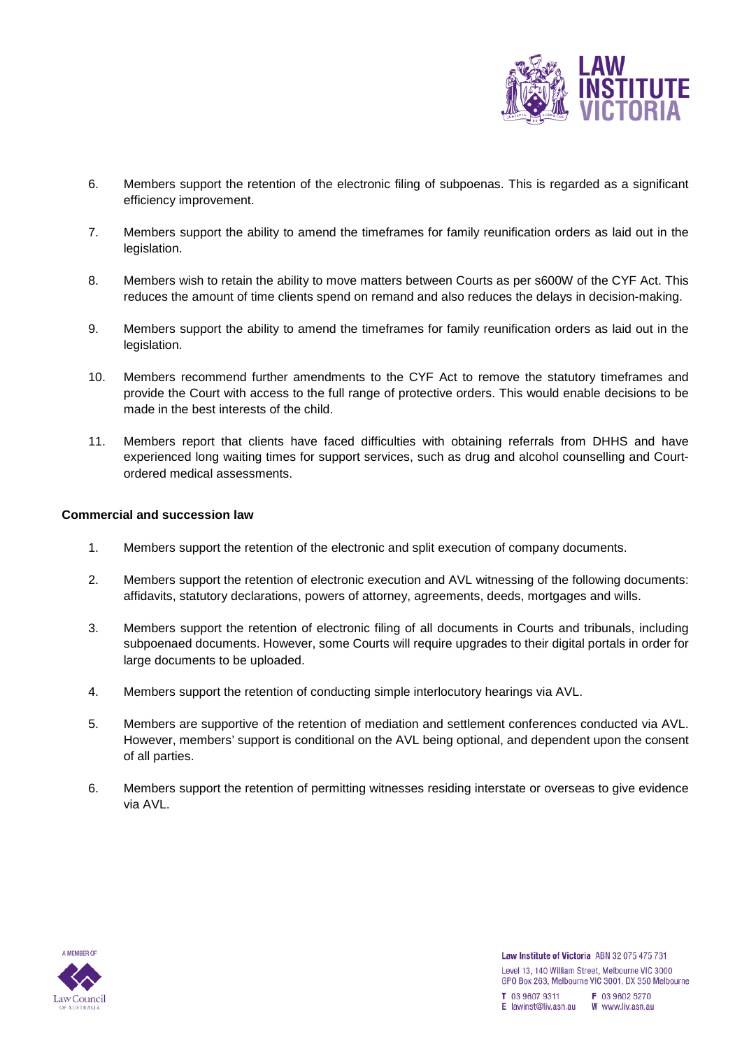6. Members support the retention of the electronic filing of subpoenas. This is regarded as a significant efficiency improvement.

7. Members support the ability to amend the timeframes for family reunification orders as laid out in the legislation.

8. Members wish to retain the ability to move matters between Courts as per s600W of the CYF Act. This reduces the amount of time clients spend on remand and also reduces the delays in decision-making.

9. Members support the ability to amend the timeframes for family reunification orders as laid out in the legislation.

10. Members recommend further amendments to the CYF Act to remove the statutory timeframes and provide the Court with access to the full range of protective orders. This would enable decisions to be made in the best interests of the child.

11. Members report that clients have faced difficulties with obtaining referrals from DHHS and have experienced long waiting times for support services, such as drug and alcohol counselling and Court-ordered medical assessments.

**Commercial and succession law**

1. Members support the retention of the electronic and split execution of company documents.

2. Members support the retention of electronic execution and AVL witnessing of the following documents: affidavits, statutory declarations, powers of attorney, agreements, deeds, mortgages and wills.

3. Members support the retention of electronic filing of all documents in Courts and tribunals, including subpoenaed documents. However, some Courts will require upgrades to their digital portals in order for large documents to be uploaded.

4. Members support the retention of conducting simple interlocutory hearings via AVL.

5. Members are supportive of the retention of mediation and settlement conferences conducted via AVL. However, members' support is conditional on the AVL being optional, and dependent upon the consent of all parties.

6. Members support the retention of permitting witnesses residing interstate or overseas to give evidence via AVL.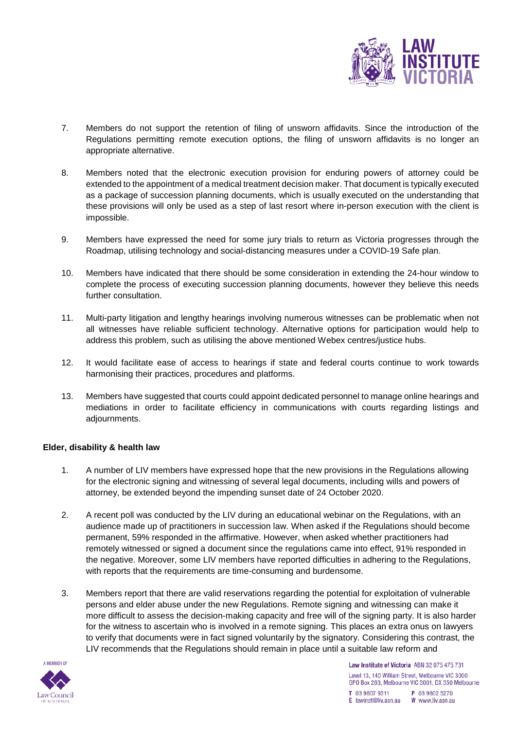7. Members do not support the retention of filing of unsworn affidavits. Since the introduction of the Regulations permitting remote execution options, the filing of unsworn affidavits is no longer an appropriate alternative.

8. Members noted that the electronic execution provision for enduring powers of attorney could be extended to the appointment of a medical treatment decision maker. That document is typically executed as a package of succession planning documents, which is usually executed on the understanding that these provisions will only be used as a step of last resort where in-person execution with the client is impossible.

9. Members have expressed the need for some jury trials to return as Victoria progresses through the Roadmap, utilising technology and social-distancing measures under a COVID-19 Safe plan.

10. Members have indicated that there should be some consideration in extending the 24-hour window to complete the process of executing succession planning documents, however they believe this needs further consultation.

11. Multi-party litigation and lengthy hearings involving numerous witnesses can be problematic when not all witnesses have reliable sufficient technology. Alternative options for participation would help to address this problem, such as utilising the above mentioned Webex centres/justice hubs.

12. It would facilitate ease of access to hearings if state and federal courts continue to work towards harmonising their practices, procedures and platforms.

13. Members have suggested that courts could appoint dedicated personnel to manage online hearings and mediations in order to facilitate efficiency in communications with courts regarding listings and adjournments.

**Elder, disability & health law**

1. A number of LIV members have expressed hope that the new provisions in the Regulations allowing for the electronic signing and witnessing of several legal documents, including wills and powers of attorney, be extended beyond the impending sunset date of 24 October 2020.

2. A recent poll was conducted by the LIV during an educational webinar on the Regulations, with an audience made up of practitioners in succession law. When asked if the Regulations should become permanent, 59% responded in the affirmative. However, when asked whether practitioners had remotely witnessed or signed a document since the regulations came into effect, 91% responded in the negative. Moreover, some LIV members have reported difficulties in adhering to the Regulations, with reports that the requirements are time-consuming and burdensome.

3. Members report that there are valid reservations regarding the potential for exploitation of vulnerable persons and elder abuse under the new Regulations. Remote signing and witnessing can make it more difficult to assess the decision-making capacity and free will of the signing party. It is also harder for the witness to ascertain who is involved in a remote signing. This places an extra onus on lawyers to verify that documents were in fact signed voluntarily by the signatory. Considering this contrast, the LIV recommends that the Regulations should remain in place until a suitable law reform and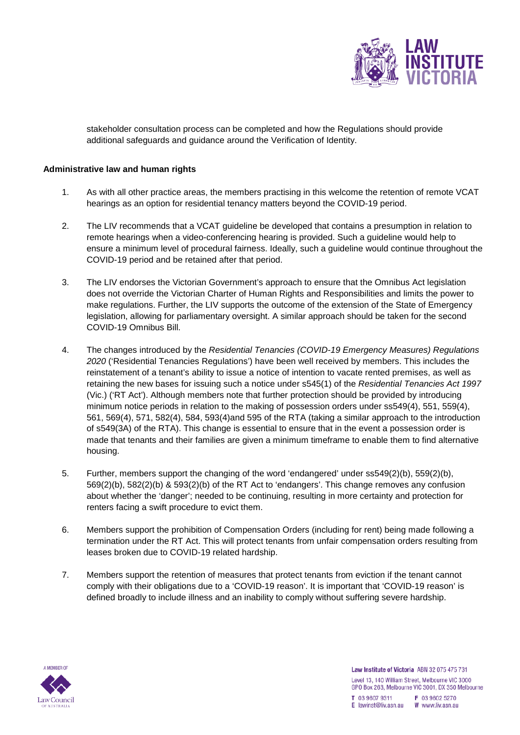stakeholder consultation process can be completed and how the Regulations should provide additional safeguards and guidance around the Verification of Identity.

**Administrative law and human rights**

1. As with all other practice areas, the members practising in this welcome the retention of remote VCAT hearings as an option for residential tenancy matters beyond the COVID-19 period.

2. The LIV recommends that a VCAT guideline be developed that contains a presumption in relation to remote hearings when a video-conferencing hearing is provided. Such a guideline would help to ensure a minimum level of procedural fairness. Ideally, such a guideline would continue throughout the COVID-19 period and be retained after that period.

3. The LIV endorses the Victorian Government's approach to ensure that the Omnibus Act legislation does not override the Victorian Charter of Human Rights and Responsibilities and limits the power to make regulations. Further, the LIV supports the outcome of the extension of the State of Emergency legislation, allowing for parliamentary oversight. A similar approach should be taken for the second COVID-19 Omnibus Bill.

4. The changes introduced by the *Residential Tenancies (COVID-19 Emergency Measures) Regulations 2020* ('Residential Tenancies Regulations') have been well received by members. This includes the reinstatement of a tenant's ability to issue a notice of intention to vacate rented premises, as well as retaining the new bases for issuing such a notice under s545(1) of the *Residential Tenancies Act 1997* (Vic.) ('RT Act'). Although members note that further protection should be provided by introducing minimum notice periods in relation to the making of possession orders under ss549(4), 551, 559(4), 561, 569(4), 571, 582(4), 584, 593(4)and 595 of the RTA (taking a similar approach to the introduction of s549(3A) of the RTA). This change is essential to ensure that in the event a possession order is made that tenants and their families are given a minimum timeframe to enable them to find alternative housing.

5. Further, members support the changing of the word 'endangered' under ss549(2)(b), 559(2)(b), 569(2)(b), 582(2)(b) & 593(2)(b) of the RT Act to 'endangers'. This change removes any confusion about whether the 'danger'; needed to be continuing, resulting in more certainty and protection for renters facing a swift procedure to evict them.

6. Members support the prohibition of Compensation Orders (including for rent) being made following a termination under the RT Act. This will protect tenants from unfair compensation orders resulting from leases broken due to COVID-19 related hardship.

7. Members support the retention of measures that protect tenants from eviction if the tenant cannot comply with their obligations due to a 'COVID-19 reason'. It is important that 'COVID-19 reason' is defined broadly to include illness and an inability to comply without suffering severe hardship.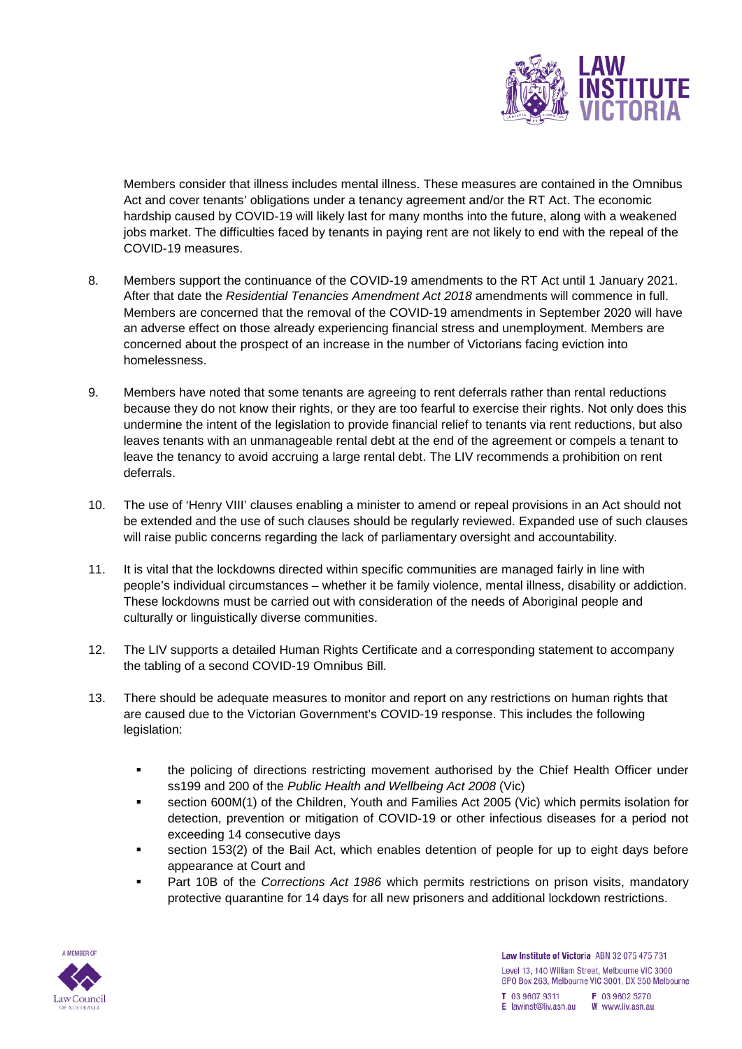Members consider that illness includes mental illness. These measures are contained in the Omnibus Act and cover tenants' obligations under a tenancy agreement and/or the RT Act. The economic hardship caused by COVID-19 will likely last for many months into the future, along with a weakened jobs market. The difficulties faced by tenants in paying rent are not likely to end with the repeal of the COVID-19 measures.

8. Members support the continuance of the COVID-19 amendments to the RT Act until 1 January 2021. After that date the *Residential Tenancies Amendment Act 2018* amendments will commence in full. Members are concerned that the removal of the COVID-19 amendments in September 2020 will have an adverse effect on those already experiencing financial stress and unemployment. Members are concerned about the prospect of an increase in the number of Victorians facing eviction into homelessness.

9. Members have noted that some tenants are agreeing to rent deferrals rather than rental reductions because they do not know their rights, or they are too fearful to exercise their rights. Not only does this undermine the intent of the legislation to provide financial relief to tenants via rent reductions, but also leaves tenants with an unmanageable rental debt at the end of the agreement or compels a tenant to leave the tenancy to avoid accruing a large rental debt. The LIV recommends a prohibition on rent deferrals.

10. The use of 'Henry VIII' clauses enabling a minister to amend or repeal provisions in an Act should not be extended and the use of such clauses should be regularly reviewed. Expanded use of such clauses will raise public concerns regarding the lack of parliamentary oversight and accountability.

11. It is vital that the lockdowns directed within specific communities are managed fairly in line with people's individual circumstances – whether it be family violence, mental illness, disability or addiction. These lockdowns must be carried out with consideration of the needs of Aboriginal people and culturally or linguistically diverse communities.

12. The LIV supports a detailed Human Rights Certificate and a corresponding statement to accompany the tabling of a second COVID-19 Omnibus Bill.

13. There should be adequate measures to monitor and report on any restrictions on human rights that are caused due to the Victorian Government's COVID-19 response. This includes the following legislation:

    - the policing of directions restricting movement authorised by the Chief Health Officer under ss199 and 200 of the *Public Health and Wellbeing Act 2008* (Vic)
    - section 600M(1) of the Children, Youth and Families Act 2005 (Vic) which permits isolation for detection, prevention or mitigation of COVID-19 or other infectious diseases for a period not exceeding 14 consecutive days
    - section 153(2) of the Bail Act, which enables detention of people for up to eight days before appearance at Court and
    - Part 10B of the *Corrections Act 1986* which permits restrictions on prison visits, mandatory protective quarantine for 14 days for all new prisoners and additional lockdown restrictions.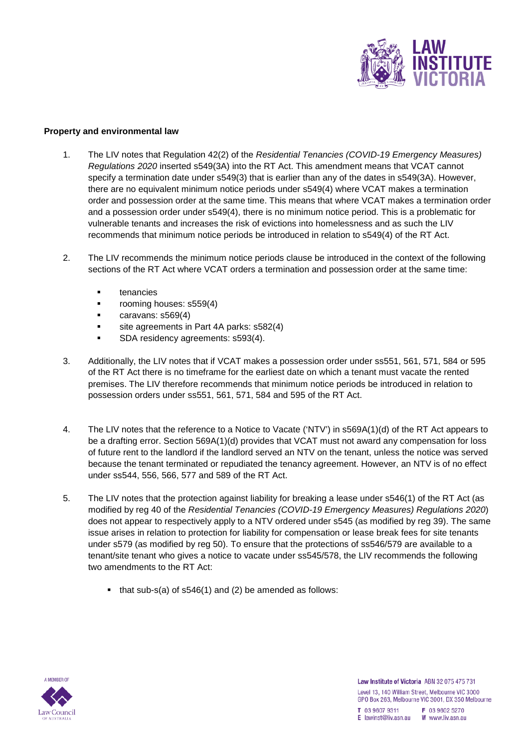**Property and environmental law**

1. The LIV notes that Regulation 42(2) of the *Residential Tenancies (COVID-19 Emergency Measures) Regulations 2020* inserted s549(3A) into the RT Act. This amendment means that VCAT cannot specify a termination date under s549(3) that is earlier than any of the dates in s549(3A). However, there are no equivalent minimum notice periods under s549(4) where VCAT makes a termination order and possession order at the same time. This means that where VCAT makes a termination order and a possession order under s549(4), there is no minimum notice period. This is a problematic for vulnerable tenants and increases the risk of evictions into homelessness and as such the LIV recommends that minimum notice periods be introduced in relation to s549(4) of the RT Act.

2. The LIV recommends the minimum notice periods clause be introduced in the context of the following sections of the RT Act where VCAT orders a termination and possession order at the same time:

   - tenancies
   - rooming houses: s559(4)
   - caravans: s569(4)
   - site agreements in Part 4A parks: s582(4)
   - SDA residency agreements: s593(4).

3. Additionally, the LIV notes that if VCAT makes a possession order under ss551, 561, 571, 584 or 595 of the RT Act there is no timeframe for the earliest date on which a tenant must vacate the rented premises. The LIV therefore recommends that minimum notice periods be introduced in relation to possession orders under ss551, 561, 571, 584 and 595 of the RT Act.

4. The LIV notes that the reference to a Notice to Vacate ('NTV') in s569A(1)(d) of the RT Act appears to be a drafting error. Section 569A(1)(d) provides that VCAT must not award any compensation for loss of future rent to the landlord if the landlord served an NTV on the tenant, unless the notice was served because the tenant terminated or repudiated the tenancy agreement. However, an NTV is of no effect under ss544, 556, 566, 577 and 589 of the RT Act.

5. The LIV notes that the protection against liability for breaking a lease under s546(1) of the RT Act (as modified by reg 40 of the *Residential Tenancies (COVID-19 Emergency Measures) Regulations 2020*) does not appear to respectively apply to a NTV ordered under s545 (as modified by reg 39). The same issue arises in relation to protection for liability for compensation or lease break fees for site tenants under s579 (as modified by reg 50). To ensure that the protections of ss546/579 are available to a tenant/site tenant who gives a notice to vacate under ss545/578, the LIV recommends the following two amendments to the RT Act:

   - that sub-s(a) of s546(1) and (2) be amended as follows: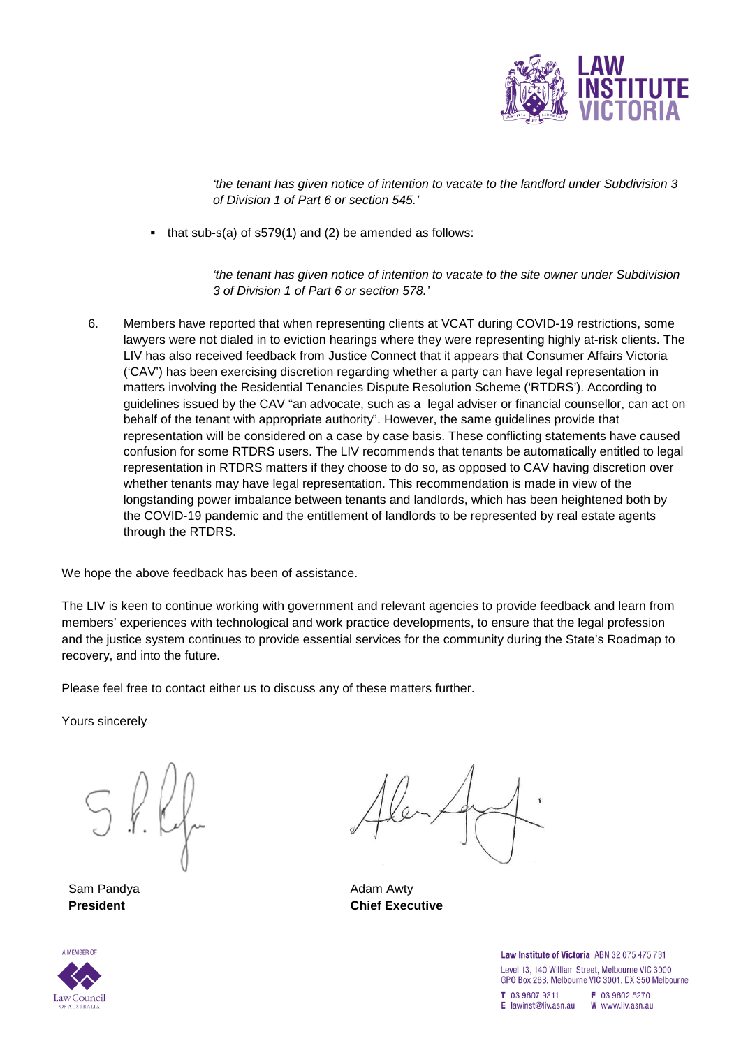> *'the tenant has given notice of intention to vacate to the landlord under Subdivision 3 of Division 1 of Part 6 or section 545.'*

- that sub-s(a) of s579(1) and (2) be amended as follows:

> *'the tenant has given notice of intention to vacate to the site owner under Subdivision 3 of Division 1 of Part 6 or section 578.'*

6. Members have reported that when representing clients at VCAT during COVID-19 restrictions, some lawyers were not dialed in to eviction hearings where they were representing highly at-risk clients. The LIV has also received feedback from Justice Connect that it appears that Consumer Affairs Victoria ('CAV') has been exercising discretion regarding whether a party can have legal representation in matters involving the Residential Tenancies Dispute Resolution Scheme ('RTDRS'). According to guidelines issued by the CAV "an advocate, such as a legal adviser or financial counsellor, can act on behalf of the tenant with appropriate authority". However, the same guidelines provide that representation will be considered on a case by case basis. These conflicting statements have caused confusion for some RTDRS users. The LIV recommends that tenants be automatically entitled to legal representation in RTDRS matters if they choose to do so, as opposed to CAV having discretion over whether tenants may have legal representation. This recommendation is made in view of the longstanding power imbalance between tenants and landlords, which has been heightened both by the COVID-19 pandemic and the entitlement of landlords to be represented by real estate agents through the RTDRS.

We hope the above feedback has been of assistance.

The LIV is keen to continue working with government and relevant agencies to provide feedback and learn from members' experiences with technological and work practice developments, to ensure that the legal profession and the justice system continues to provide essential services for the community during the State's Roadmap to recovery, and into the future.

Please feel free to contact either us to discuss any of these matters further.

Yours sincerely

Sam Pandya
**President**

Adam Awty
**Chief Executive**